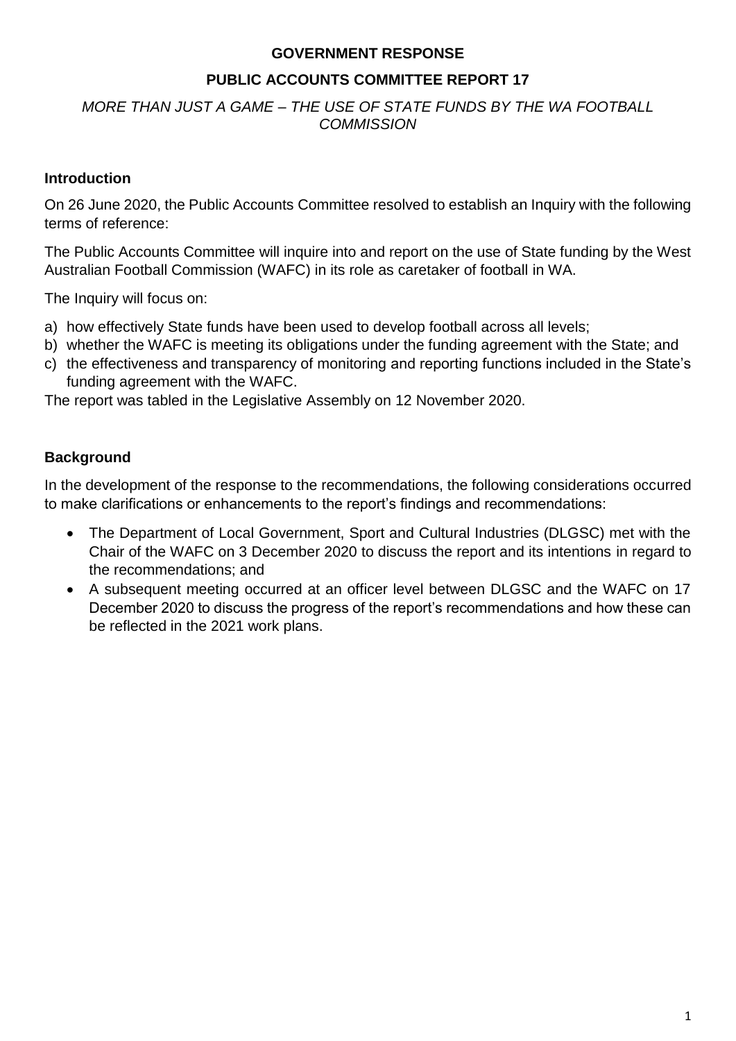# GOVERNMENT RESPONSE

## PUBLIC ACCOUNTS COMMITTEE REPORT 17

*MORE THAN JUST A GAME – THE USE OF STATE FUNDS BY THE WA FOOTBALL COMMISSION*

### Introduction

On 26 June 2020, the Public Accounts Committee resolved to establish an Inquiry with the following terms of reference:

The Public Accounts Committee will inquire into and report on the use of State funding by the West Australian Football Commission (WAFC) in its role as caretaker of football in WA.

The Inquiry will focus on:

a) how effectively State funds have been used to develop football across all levels;
b) whether the WAFC is meeting its obligations under the funding agreement with the State; and
c) the effectiveness and transparency of monitoring and reporting functions included in the State's funding agreement with the WAFC.

The report was tabled in the Legislative Assembly on 12 November 2020.

### Background

In the development of the response to the recommendations, the following considerations occurred to make clarifications or enhancements to the report's findings and recommendations:

- The Department of Local Government, Sport and Cultural Industries (DLGSC) met with the Chair of the WAFC on 3 December 2020 to discuss the report and its intentions in regard to the recommendations; and
- A subsequent meeting occurred at an officer level between DLGSC and the WAFC on 17 December 2020 to discuss the progress of the report's recommendations and how these can be reflected in the 2021 work plans.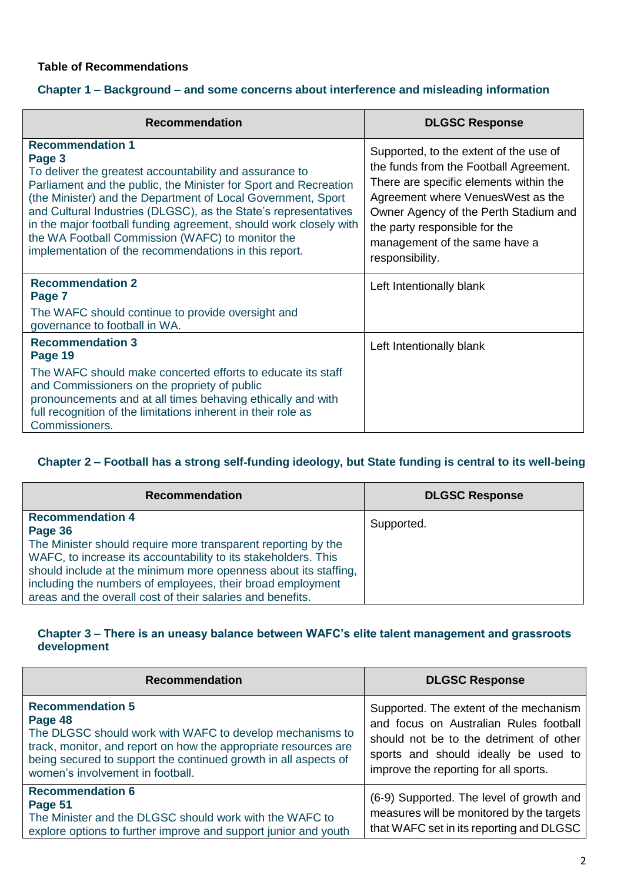**Table of Recommendations**

### Chapter 1 – Background – and some concerns about interference and misleading information

| Recommendation | DLGSC Response |
|---|---|
| **Recommendation 1**<br>**Page 3**<br>To deliver the greatest accountability and assurance to Parliament and the public, the Minister for Sport and Recreation (the Minister) and the Department of Local Government, Sport and Cultural Industries (DLGSC), as the State's representatives in the major football funding agreement, should work closely with the WA Football Commission (WAFC) to monitor the implementation of the recommendations in this report. | Supported, to the extent of the use of the funds from the Football Agreement. There are specific elements within the Agreement where VenuesWest as the Owner Agency of the Perth Stadium and the party responsible for the management of the same have a responsibility. |
| **Recommendation 2**<br>**Page 7**<br>The WAFC should continue to provide oversight and governance to football in WA. | Left Intentionally blank |
| **Recommendation 3**<br>**Page 19**<br>The WAFC should make concerted efforts to educate its staff and Commissioners on the propriety of public pronouncements and at all times behaving ethically and with full recognition of the limitations inherent in their role as Commissioners. | Left Intentionally blank |

### Chapter 2 – Football has a strong self-funding ideology, but State funding is central to its well-being

| Recommendation | DLGSC Response |
|---|---|
| **Recommendation 4**<br>**Page 36**<br>The Minister should require more transparent reporting by the WAFC, to increase its accountability to its stakeholders. This should include at the minimum more openness about its staffing, including the numbers of employees, their broad employment areas and the overall cost of their salaries and benefits. | Supported. |

### Chapter 3 – There is an uneasy balance between WAFC's elite talent management and grassroots development

| Recommendation | DLGSC Response |
|---|---|
| **Recommendation 5**<br>**Page 48**<br>The DLGSC should work with WAFC to develop mechanisms to track, monitor, and report on how the appropriate resources are being secured to support the continued growth in all aspects of women's involvement in football. | Supported. The extent of the mechanism and focus on Australian Rules football should not be to the detriment of other sports and should ideally be used to improve the reporting for all sports. |
| **Recommendation 6**<br>**Page 51**<br>The Minister and the DLGSC should work with the WAFC to explore options to further improve and support junior and youth | (6-9) Supported. The level of growth and measures will be monitored by the targets that WAFC set in its reporting and DLGSC |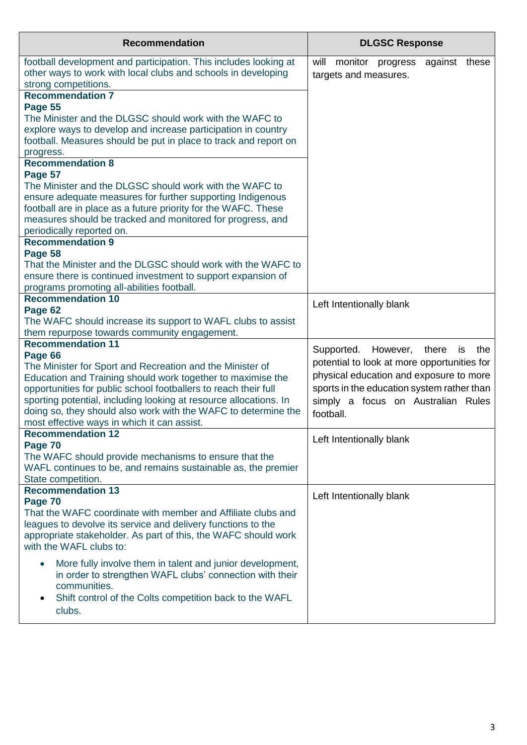| Recommendation | DLGSC Response |
|---|---|
| football development and participation. This includes looking at other ways to work with local clubs and schools in developing strong competitions. | will monitor progress against these targets and measures. |
| **Recommendation 7**<br>**Page 55**<br>The Minister and the DLGSC should work with the WAFC to explore ways to develop and increase participation in country football. Measures should be put in place to track and report on progress. | |
| **Recommendation 8**<br>**Page 57**<br>The Minister and the DLGSC should work with the WAFC to ensure adequate measures for further supporting Indigenous football are in place as a future priority for the WAFC. These measures should be tracked and monitored for progress, and periodically reported on. | |
| **Recommendation 9**<br>**Page 58**<br>That the Minister and the DLGSC should work with the WAFC to ensure there is continued investment to support expansion of programs promoting all-abilities football. | |
| **Recommendation 10**<br>**Page 62**<br>The WAFC should increase its support to WAFL clubs to assist them repurpose towards community engagement. | Left Intentionally blank |
| **Recommendation 11**<br>**Page 66**<br>The Minister for Sport and Recreation and the Minister of Education and Training should work together to maximise the opportunities for public school footballers to reach their full sporting potential, including looking at resource allocations. In doing so, they should also work with the WAFC to determine the most effective ways in which it can assist. | Supported. However, there is the potential to look at more opportunities for physical education and exposure to more sports in the education system rather than simply a focus on Australian Rules football. |
| **Recommendation 12**<br>**Page 70**<br>The WAFC should provide mechanisms to ensure that the WAFL continues to be, and remains sustainable as, the premier State competition. | Left Intentionally blank |
| **Recommendation 13**<br>**Page 70**<br>That the WAFC coordinate with member and Affiliate clubs and leagues to devolve its service and delivery functions to the appropriate stakeholder. As part of this, the WAFC should work with the WAFL clubs to:<br>• More fully involve them in talent and junior development, in order to strengthen WAFL clubs' connection with their communities.<br>• Shift control of the Colts competition back to the WAFL clubs. | Left Intentionally blank |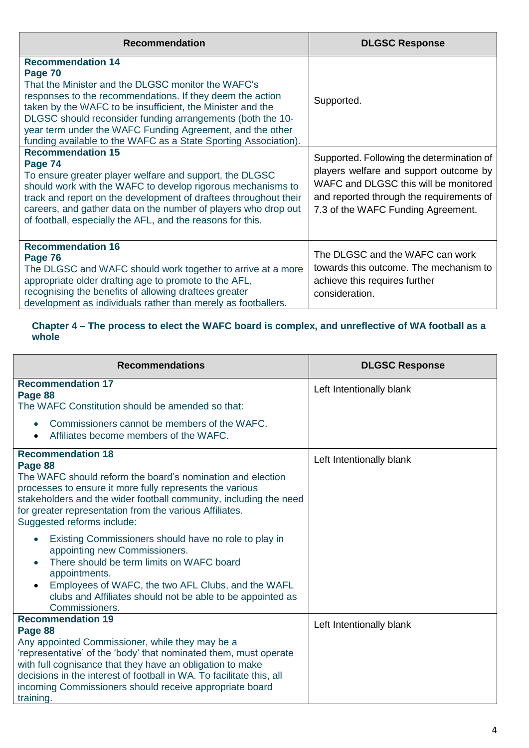| Recommendation | DLGSC Response |
|---|---|
| **Recommendation 14**<br>**Page 70**<br>That the Minister and the DLGSC monitor the WAFC's responses to the recommendations. If they deem the action taken by the WAFC to be insufficient, the Minister and the DLGSC should reconsider funding arrangements (both the 10-year term under the WAFC Funding Agreement, and the other funding available to the WAFC as a State Sporting Association). | Supported. |
| **Recommendation 15**<br>**Page 74**<br>To ensure greater player welfare and support, the DLGSC should work with the WAFC to develop rigorous mechanisms to track and report on the development of draftees throughout their careers, and gather data on the number of players who drop out of football, especially the AFL, and the reasons for this. | Supported. Following the determination of players welfare and support outcome by WAFC and DLGSC this will be monitored and reported through the requirements of 7.3 of the WAFC Funding Agreement. |
| **Recommendation 16**<br>**Page 76**<br>The DLGSC and WAFC should work together to arrive at a more appropriate older drafting age to promote to the AFL, recognising the benefits of allowing draftees greater development as individuals rather than merely as footballers. | The DLGSC and the WAFC can work towards this outcome. The mechanism to achieve this requires further consideration. |

### Chapter 4 – The process to elect the WAFC board is complex, and unreflective of WA football as a whole

| Recommendations | DLGSC Response |
|---|---|
| **Recommendation 17**<br>**Page 88**<br>The WAFC Constitution should be amended so that:<br>• Commissioners cannot be members of the WAFC.<br>• Affiliates become members of the WAFC. | Left Intentionally blank |
| **Recommendation 18**<br>**Page 88**<br>The WAFC should reform the board's nomination and election processes to ensure it more fully represents the various stakeholders and the wider football community, including the need for greater representation from the various Affiliates. Suggested reforms include:<br>• Existing Commissioners should have no role to play in appointing new Commissioners.<br>• There should be term limits on WAFC board appointments.<br>• Employees of WAFC, the two AFL Clubs, and the WAFL clubs and Affiliates should not be able to be appointed as Commissioners. | Left Intentionally blank |
| **Recommendation 19**<br>**Page 88**<br>Any appointed Commissioner, while they may be a 'representative' of the 'body' that nominated them, must operate with full cognisance that they have an obligation to make decisions in the interest of football in WA. To facilitate this, all incoming Commissioners should receive appropriate board training. | Left Intentionally blank |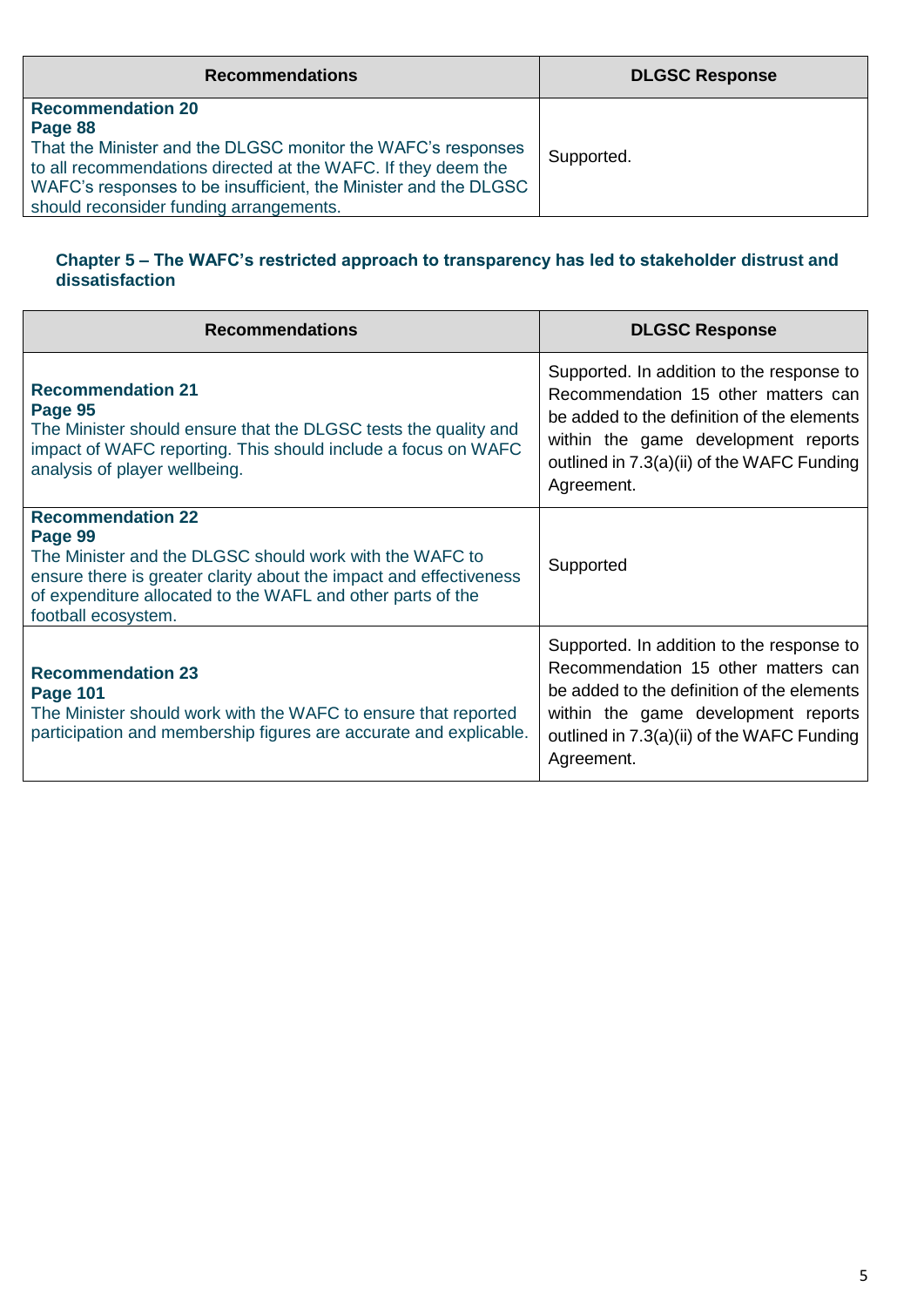| Recommendations | DLGSC Response |
|---|---|
| **Recommendation 20**<br>**Page 88**<br>That the Minister and the DLGSC monitor the WAFC's responses to all recommendations directed at the WAFC. If they deem the WAFC's responses to be insufficient, the Minister and the DLGSC should reconsider funding arrangements. | Supported. |

### Chapter 5 – The WAFC's restricted approach to transparency has led to stakeholder distrust and dissatisfaction

| Recommendations | DLGSC Response |
|---|---|
| **Recommendation 21**<br>**Page 95**<br>The Minister should ensure that the DLGSC tests the quality and impact of WAFC reporting. This should include a focus on WAFC analysis of player wellbeing. | Supported. In addition to the response to Recommendation 15 other matters can be added to the definition of the elements within the game development reports outlined in 7.3(a)(ii) of the WAFC Funding Agreement. |
| **Recommendation 22**<br>**Page 99**<br>The Minister and the DLGSC should work with the WAFC to ensure there is greater clarity about the impact and effectiveness of expenditure allocated to the WAFL and other parts of the football ecosystem. | Supported |
| **Recommendation 23**<br>**Page 101**<br>The Minister should work with the WAFC to ensure that reported participation and membership figures are accurate and explicable. | Supported. In addition to the response to Recommendation 15 other matters can be added to the definition of the elements within the game development reports outlined in 7.3(a)(ii) of the WAFC Funding Agreement. |